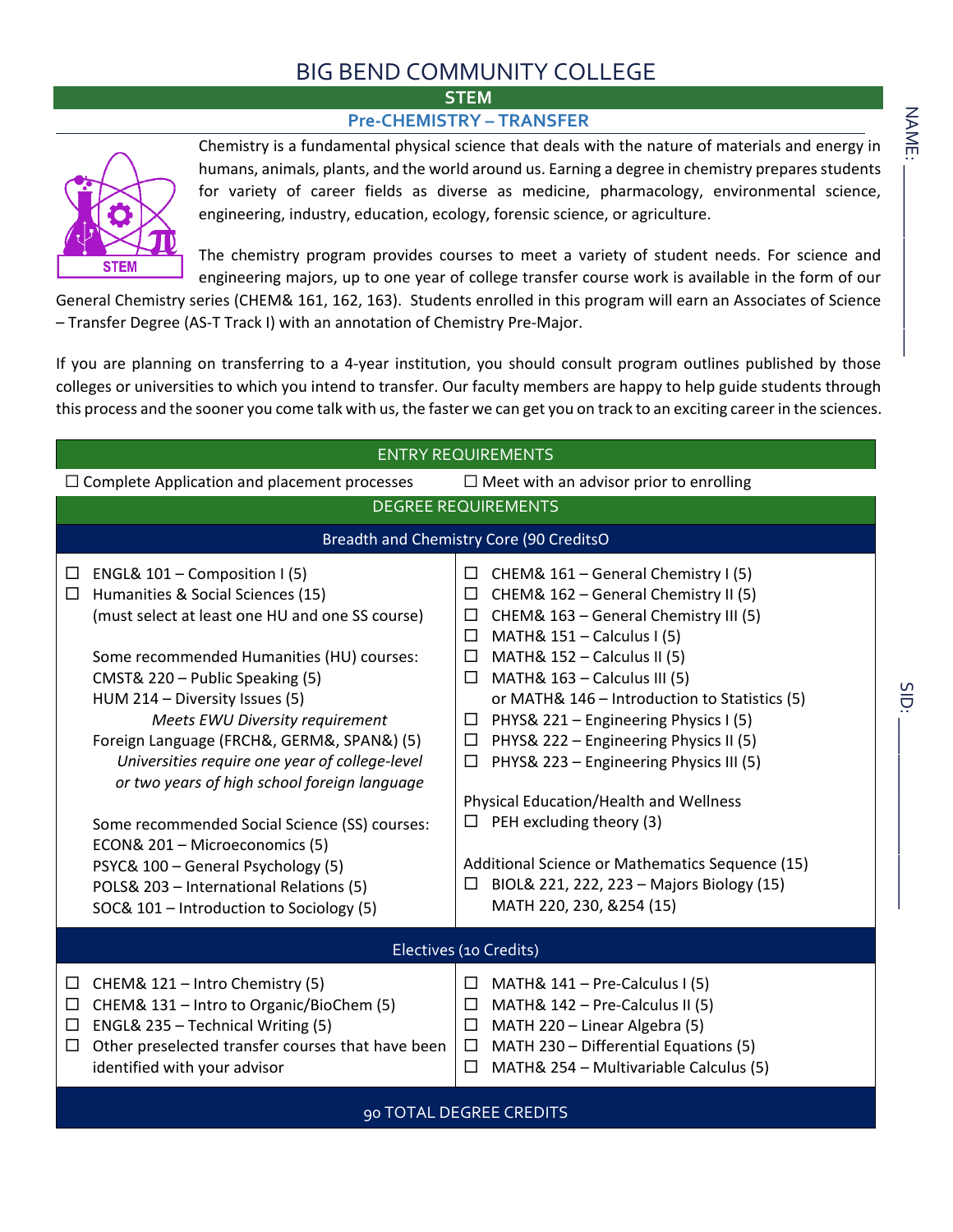# BIG BEND COMMUNITY COLLEGE

## STEM

### Pre-CHEMISTRY – TRANSFER

NAME: ____________

SID: ____________

Chemistry is a fundamental physical science that deals with the nature of materials and energy in humans, animals, plants, and the world around us. Earning a degree in chemistry prepares students for variety of career fields as diverse as medicine, pharmacology, environmental science, engineering, industry, education, ecology, forensic science, or agriculture.

The chemistry program provides courses to meet a variety of student needs. For science and engineering majors, up to one year of college transfer course work is available in the form of our General Chemistry series (CHEM& 161, 162, 163). Students enrolled in this program will earn an Associates of Science – Transfer Degree (AS-T Track I) with an annotation of Chemistry Pre-Major.

If you are planning on transferring to a 4-year institution, you should consult program outlines published by those colleges or universities to which you intend to transfer. Our faculty members are happy to help guide students through this process and the sooner you come talk with us, the faster we can get you on track to an exciting career in the sciences.

## ENTRY REQUIREMENTS

☐ Complete Application and placement processes

☐ Meet with an advisor prior to enrolling

## DEGREE REQUIREMENTS

### Breadth and Chemistry Core (90 CreditsO

☐ ENGL& 101 – Composition I (5)

☐ Humanities & Social Sciences (15)
(must select at least one HU and one SS course)

Some recommended Humanities (HU) courses:
CMST& 220 – Public Speaking (5)
HUM 214 – Diversity Issues (5)
*Meets EWU Diversity requirement*
Foreign Language (FRCH&, GERM&, SPAN&) (5)
*Universities require one year of college-level or two years of high school foreign language*

Some recommended Social Science (SS) courses:
ECON& 201 – Microeconomics (5)
PSYC& 100 – General Psychology (5)
POLS& 203 – International Relations (5)
SOC& 101 – Introduction to Sociology (5)

☐ CHEM& 161 – General Chemistry I (5)
☐ CHEM& 162 – General Chemistry II (5)
☐ CHEM& 163 – General Chemistry III (5)
☐ MATH& 151 – Calculus I (5)
☐ MATH& 152 – Calculus II (5)
☐ MATH& 163 – Calculus III (5)
or MATH& 146 – Introduction to Statistics (5)
☐ PHYS& 221 – Engineering Physics I (5)
☐ PHYS& 222 – Engineering Physics II (5)
☐ PHYS& 223 – Engineering Physics III (5)

Physical Education/Health and Wellness
☐ PEH excluding theory (3)

Additional Science or Mathematics Sequence (15)
☐ BIOL& 221, 222, 223 – Majors Biology (15)
MATH 220, 230, &254 (15)

### Electives (10 Credits)

☐ CHEM& 121 – Intro Chemistry (5)
☐ CHEM& 131 – Intro to Organic/BioChem (5)
☐ ENGL& 235 – Technical Writing (5)
☐ Other preselected transfer courses that have been identified with your advisor

☐ MATH& 141 – Pre-Calculus I (5)
☐ MATH& 142 – Pre-Calculus II (5)
☐ MATH 220 – Linear Algebra (5)
☐ MATH 230 – Differential Equations (5)
☐ MATH& 254 – Multivariable Calculus (5)

### 90 TOTAL DEGREE CREDITS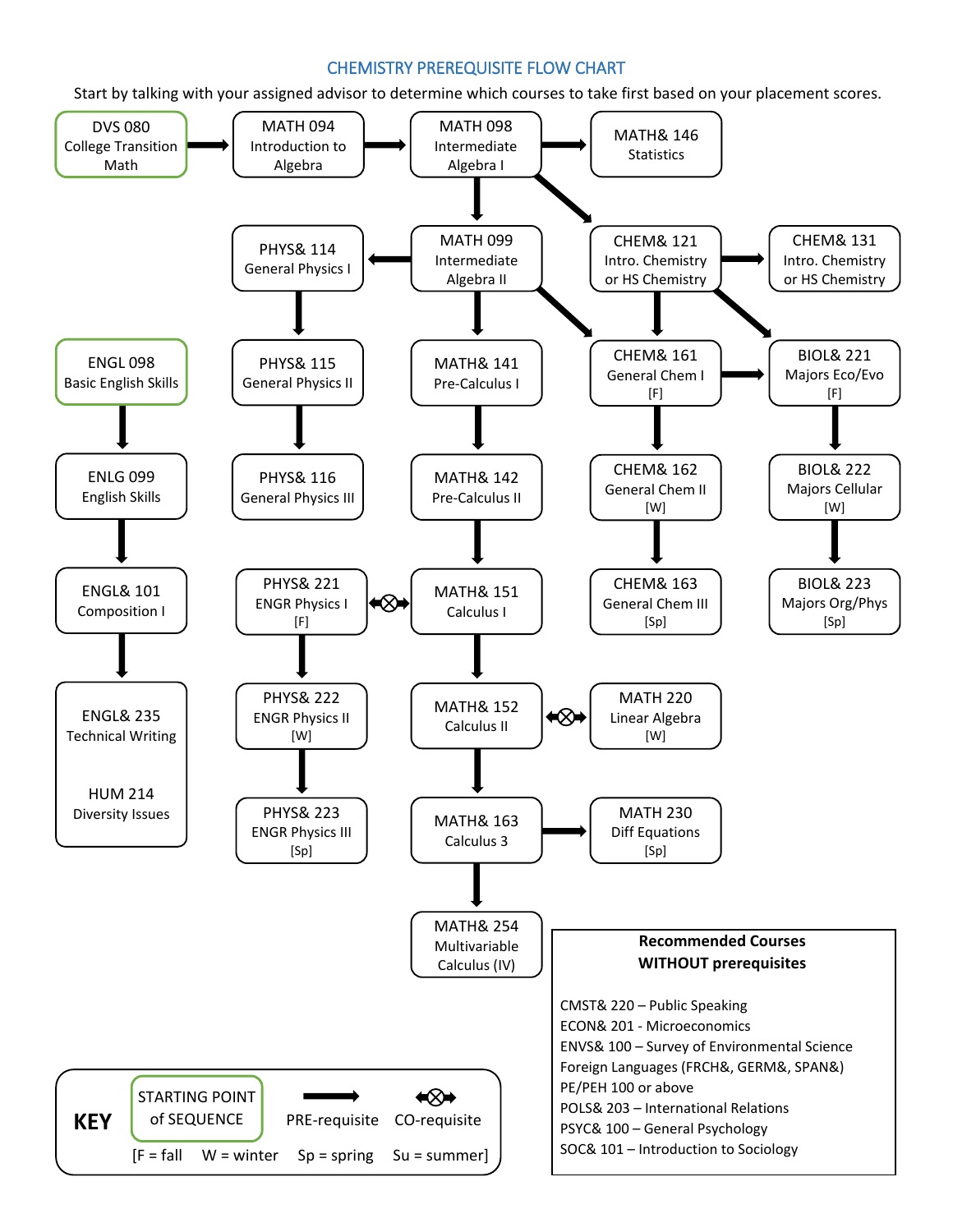# CHEMISTRY PREREQUISITE FLOW CHART

Start by talking with your assigned advisor to determine which courses to take first based on your placement scores.

DVS 080 College Transition Math → MATH 094 Introduction to Algebra → MATH 098 Intermediate Algebra I → MATH& 146 Statistics

MATH 098 Intermediate Algebra I → MATH 099 Intermediate Algebra II

MATH 098 Intermediate Algebra I → CHEM& 121 Intro. Chemistry or HS Chemistry

MATH 099 Intermediate Algebra II → PHYS& 114 General Physics I → PHYS& 115 General Physics II → PHYS& 116 General Physics III

MATH 099 Intermediate Algebra II → MATH& 141 Pre-Calculus I → MATH& 142 Pre-Calculus II → MATH& 151 Calculus I → MATH& 152 Calculus II → MATH& 163 Calculus 3 → MATH& 254 Multivariable Calculus (IV)

MATH 099 Intermediate Algebra II → CHEM& 161 General Chem I [F]

CHEM& 121 Intro. Chemistry or HS Chemistry → CHEM& 131 Intro. Chemistry or HS Chemistry

CHEM& 121 Intro. Chemistry or HS Chemistry → CHEM& 161 General Chem I [F] → CHEM& 162 General Chem II [W] → CHEM& 163 General Chem III [Sp]

CHEM& 121 Intro. Chemistry or HS Chemistry → BIOL& 221 Majors Eco/Evo [F]

CHEM& 161 General Chem I [F] → BIOL& 221 Majors Eco/Evo [F] → BIOL& 222 Majors Cellular [W] → BIOL& 223 Majors Org/Phys [Sp]

ENGL 098 Basic English Skills → ENLG 099 English Skills → ENGL& 101 Composition I → ENGL& 235 Technical Writing; HUM 214 Diversity Issues

PHYS& 221 ENGR Physics I [F] ⟷ (CO-requisite) MATH& 151 Calculus I

PHYS& 221 ENGR Physics I [F] → PHYS& 222 ENGR Physics II [W] → PHYS& 223 ENGR Physics III [Sp]

MATH& 152 Calculus II ⟷ (CO-requisite) MATH 220 Linear Algebra [W]

MATH& 163 Calculus 3 → MATH 230 Diff Equations [Sp]

**Recommended Courses WITHOUT prerequisites**

- CMST& 220 – Public Speaking
- ECON& 201 - Microeconomics
- ENVS& 100 – Survey of Environmental Science
- Foreign Languages (FRCH&, GERM&, SPAN&)
- PE/PEH 100 or above
- POLS& 203 – International Relations
- PSYC& 100 – General Psychology
- SOC& 101 – Introduction to Sociology

**KEY**

- STARTING POINT of SEQUENCE (green box)
- → PRE-requisite
- ⟷ CO-requisite
- [F = fall W = winter Sp = spring Su = summer]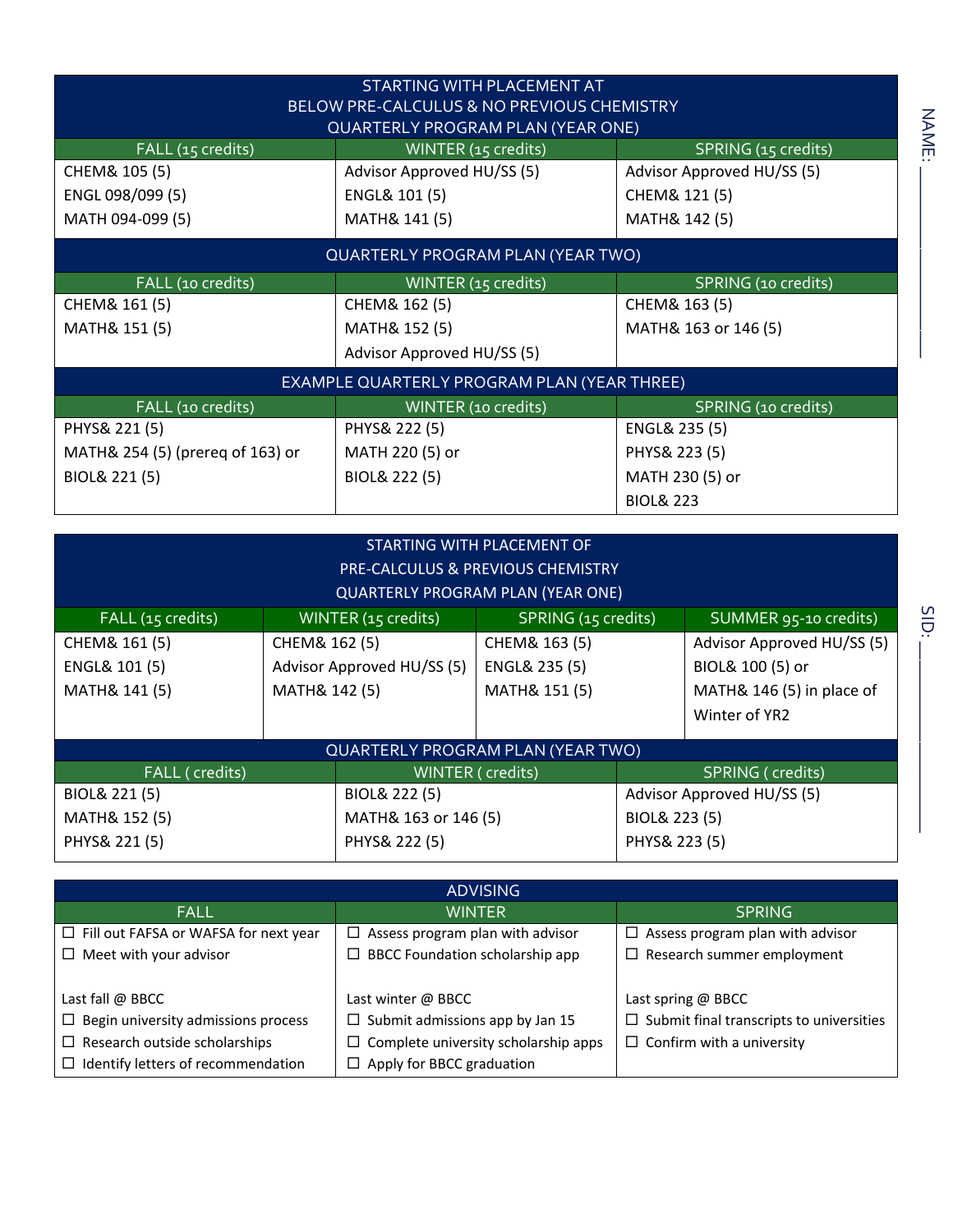| STARTING WITH PLACEMENT AT BELOW PRE-CALCULUS & NO PREVIOUS CHEMISTRY QUARTERLY PROGRAM PLAN (YEAR ONE) | | |
|---|---|---|
| FALL (15 credits) | WINTER (15 credits) | SPRING (15 credits) |
| CHEM& 105 (5)<br>ENGL 098/099 (5)<br>MATH 094-099 (5) | Advisor Approved HU/SS (5)<br>ENGL& 101 (5)<br>MATH& 141 (5) | Advisor Approved HU/SS (5)<br>CHEM& 121 (5)<br>MATH& 142 (5) |
| **QUARTERLY PROGRAM PLAN (YEAR TWO)** | | |
| FALL (10 credits) | WINTER (15 credits) | SPRING (10 credits) |
| CHEM& 161 (5)<br>MATH& 151 (5) | CHEM& 162 (5)<br>MATH& 152 (5)<br>Advisor Approved HU/SS (5) | CHEM& 163 (5)<br>MATH& 163 or 146 (5) |
| **EXAMPLE QUARTERLY PROGRAM PLAN (YEAR THREE)** | | |
| FALL (10 credits) | WINTER (10 credits) | SPRING (10 credits) |
| PHYS& 221 (5)<br>MATH& 254 (5) (prereq of 163) or<br>BIOL& 221 (5) | PHYS& 222 (5)<br>MATH 220 (5) or<br>BIOL& 222 (5) | ENGL& 235 (5)<br>PHYS& 223 (5)<br>MATH 230 (5) or<br>BIOL& 223 |

| STARTING WITH PLACEMENT OF PRE-CALCULUS & PREVIOUS CHEMISTRY QUARTERLY PROGRAM PLAN (YEAR ONE) | | | |
|---|---|---|---|
| FALL (15 credits) | WINTER (15 credits) | SPRING (15 credits) | SUMMER 95-10 credits) |
| CHEM& 161 (5)<br>ENGL& 101 (5)<br>MATH& 141 (5) | CHEM& 162 (5)<br>Advisor Approved HU/SS (5)<br>MATH& 142 (5) | CHEM& 163 (5)<br>ENGL& 235 (5)<br>MATH& 151 (5) | Advisor Approved HU/SS (5)<br>BIOL& 100 (5) or<br>MATH& 146 (5) in place of Winter of YR2 |

| QUARTERLY PROGRAM PLAN (YEAR TWO) | | |
|---|---|---|
| FALL ( credits) | WINTER ( credits) | SPRING ( credits) |
| BIOL& 221 (5)<br>MATH& 152 (5)<br>PHYS& 221 (5) | BIOL& 222 (5)<br>MATH& 163 or 146 (5)<br>PHYS& 222 (5) | Advisor Approved HU/SS (5)<br>BIOL& 223 (5)<br>PHYS& 223 (5) |

| ADVISING | | |
|---|---|---|
| FALL | WINTER | SPRING |
| ☐ Fill out FAFSA or WAFSA for next year<br>☐ Meet with your advisor | ☐ Assess program plan with advisor<br>☐ BBCC Foundation scholarship app | ☐ Assess program plan with advisor<br>☐ Research summer employment |
| Last fall @ BBCC<br>☐ Begin university admissions process<br>☐ Research outside scholarships<br>☐ Identify letters of recommendation | Last winter @ BBCC<br>☐ Submit admissions app by Jan 15<br>☐ Complete university scholarship apps<br>☐ Apply for BBCC graduation | Last spring @ BBCC<br>☐ Submit final transcripts to universities<br>☐ Confirm with a university |

NAME: ____________

SID: ____________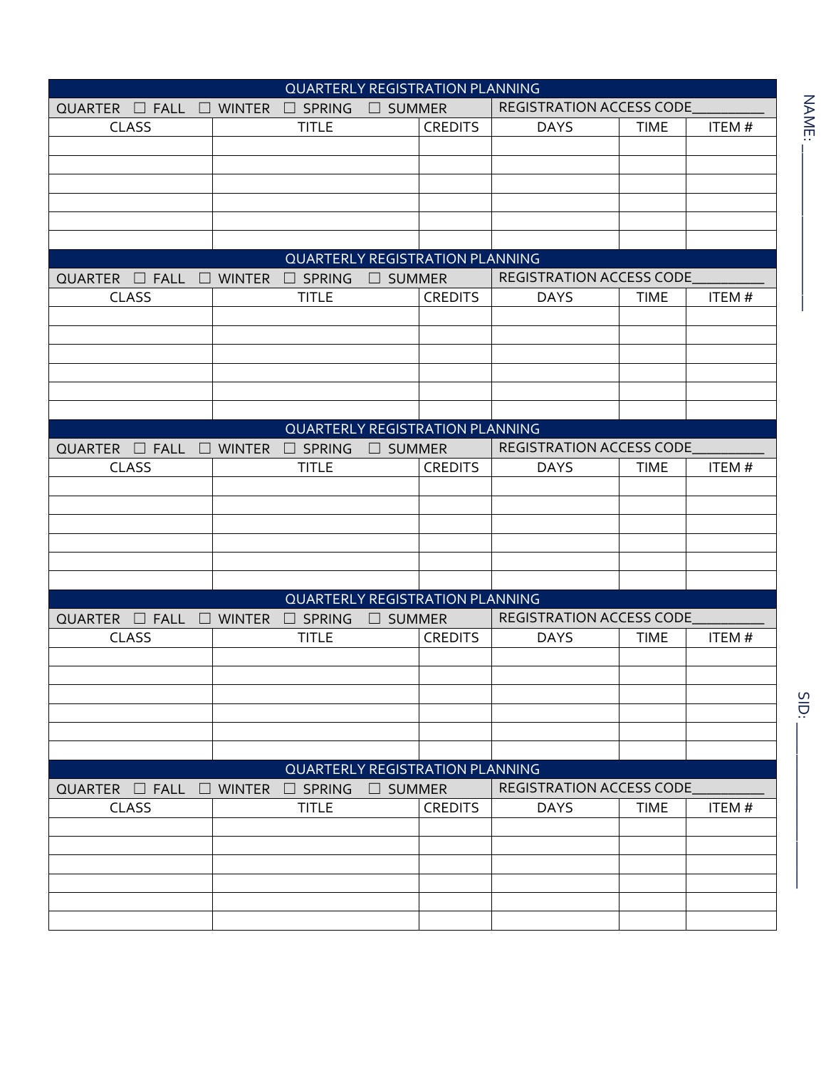NAME: ______________

SID: ______________

## QUARTERLY REGISTRATION PLANNING

QUARTER ☐ FALL ☐ WINTER ☐ SPRING ☐ SUMMER — REGISTRATION ACCESS CODE__________

| CLASS | TITLE | CREDITS | DAYS | TIME | ITEM # |
|---|---|---|---|---|---|
| | | | | | |
| | | | | | |
| | | | | | |
| | | | | | |
| | | | | | |
| | | | | | |

## QUARTERLY REGISTRATION PLANNING

QUARTER ☐ FALL ☐ WINTER ☐ SPRING ☐ SUMMER — REGISTRATION ACCESS CODE__________

| CLASS | TITLE | CREDITS | DAYS | TIME | ITEM # |
|---|---|---|---|---|---|
| | | | | | |
| | | | | | |
| | | | | | |
| | | | | | |
| | | | | | |
| | | | | | |

## QUARTERLY REGISTRATION PLANNING

QUARTER ☐ FALL ☐ WINTER ☐ SPRING ☐ SUMMER — REGISTRATION ACCESS CODE__________

| CLASS | TITLE | CREDITS | DAYS | TIME | ITEM # |
|---|---|---|---|---|---|
| | | | | | |
| | | | | | |
| | | | | | |
| | | | | | |
| | | | | | |
| | | | | | |

## QUARTERLY REGISTRATION PLANNING

QUARTER ☐ FALL ☐ WINTER ☐ SPRING ☐ SUMMER — REGISTRATION ACCESS CODE__________

| CLASS | TITLE | CREDITS | DAYS | TIME | ITEM # |
|---|---|---|---|---|---|
| | | | | | |
| | | | | | |
| | | | | | |
| | | | | | |
| | | | | | |
| | | | | | |

## QUARTERLY REGISTRATION PLANNING

QUARTER ☐ FALL ☐ WINTER ☐ SPRING ☐ SUMMER — REGISTRATION ACCESS CODE__________

| CLASS | TITLE | CREDITS | DAYS | TIME | ITEM # |
|---|---|---|---|---|---|
| | | | | | |
| | | | | | |
| | | | | | |
| | | | | | |
| | | | | | |
| | | | | | |